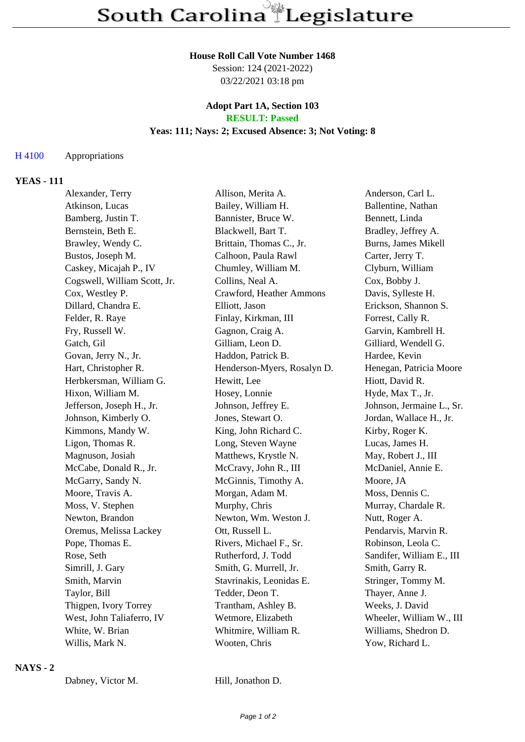# South Carolina Legislature

**House Roll Call Vote Number 1468**
Session: 124 (2021-2022)
03/22/2021 03:18 pm

**Adopt Part 1A, Section 103**
**RESULT: Passed**
**Yeas: 111; Nays: 2; Excused Absence: 3; Not Voting: 8**

H 4100 Appropriations

## YEAS - 111

| | | |
|---|---|---|
| Alexander, Terry | Allison, Merita A. | Anderson, Carl L. |
| Atkinson, Lucas | Bailey, William H. | Ballentine, Nathan |
| Bamberg, Justin T. | Bannister, Bruce W. | Bennett, Linda |
| Bernstein, Beth E. | Blackwell, Bart T. | Bradley, Jeffrey A. |
| Brawley, Wendy C. | Brittain, Thomas C., Jr. | Burns, James Mikell |
| Bustos, Joseph M. | Calhoon, Paula Rawl | Carter, Jerry T. |
| Caskey, Micajah P., IV | Chumley, William M. | Clyburn, William |
| Cogswell, William Scott, Jr. | Collins, Neal A. | Cox, Bobby J. |
| Cox, Westley P. | Crawford, Heather Ammons | Davis, Sylleste H. |
| Dillard, Chandra E. | Elliott, Jason | Erickson, Shannon S. |
| Felder, R. Raye | Finlay, Kirkman, III | Forrest, Cally R. |
| Fry, Russell W. | Gagnon, Craig A. | Garvin, Kambrell H. |
| Gatch, Gil | Gilliam, Leon D. | Gilliard, Wendell G. |
| Govan, Jerry N., Jr. | Haddon, Patrick B. | Hardee, Kevin |
| Hart, Christopher R. | Henderson-Myers, Rosalyn D. | Henegan, Patricia Moore |
| Herbkersman, William G. | Hewitt, Lee | Hiott, David R. |
| Hixon, William M. | Hosey, Lonnie | Hyde, Max T., Jr. |
| Jefferson, Joseph H., Jr. | Johnson, Jeffrey E. | Johnson, Jermaine L., Sr. |
| Johnson, Kimberly O. | Jones, Stewart O. | Jordan, Wallace H., Jr. |
| Kimmons, Mandy W. | King, John Richard C. | Kirby, Roger K. |
| Ligon, Thomas R. | Long, Steven Wayne | Lucas, James H. |
| Magnuson, Josiah | Matthews, Krystle N. | May, Robert J., III |
| McCabe, Donald R., Jr. | McCravy, John R., III | McDaniel, Annie E. |
| McGarry, Sandy N. | McGinnis, Timothy A. | Moore, JA |
| Moore, Travis A. | Morgan, Adam M. | Moss, Dennis C. |
| Moss, V. Stephen | Murphy, Chris | Murray, Chardale R. |
| Newton, Brandon | Newton, Wm. Weston J. | Nutt, Roger A. |
| Oremus, Melissa Lackey | Ott, Russell L. | Pendarvis, Marvin R. |
| Pope, Thomas E. | Rivers, Michael F., Sr. | Robinson, Leola C. |
| Rose, Seth | Rutherford, J. Todd | Sandifer, William E., III |
| Simrill, J. Gary | Smith, G. Murrell, Jr. | Smith, Garry R. |
| Smith, Marvin | Stavrinakis, Leonidas E. | Stringer, Tommy M. |
| Taylor, Bill | Tedder, Deon T. | Thayer, Anne J. |
| Thigpen, Ivory Torrey | Trantham, Ashley B. | Weeks, J. David |
| West, John Taliaferro, IV | Wetmore, Elizabeth | Wheeler, William W., III |
| White, W. Brian | Whitmire, William R. | Williams, Shedron D. |
| Willis, Mark N. | Wooten, Chris | Yow, Richard L. |

## NAYS - 2

| | |
|---|---|
| Dabney, Victor M. | Hill, Jonathon D. |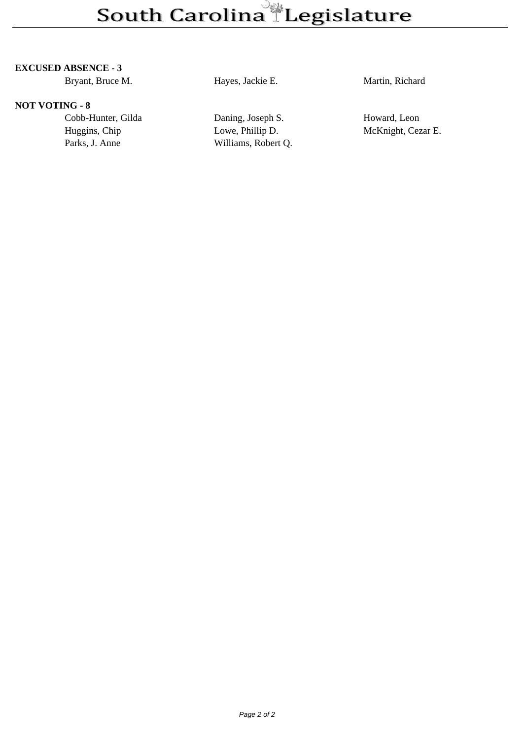**EXCUSED ABSENCE - 3**

| | | |
|---|---|---|
| Bryant, Bruce M. | Hayes, Jackie E. | Martin, Richard |

**NOT VOTING - 8**

| | | |
|---|---|---|
| Cobb-Hunter, Gilda | Daning, Joseph S. | Howard, Leon |
| Huggins, Chip | Lowe, Phillip D. | McKnight, Cezar E. |
| Parks, J. Anne | Williams, Robert Q. | |